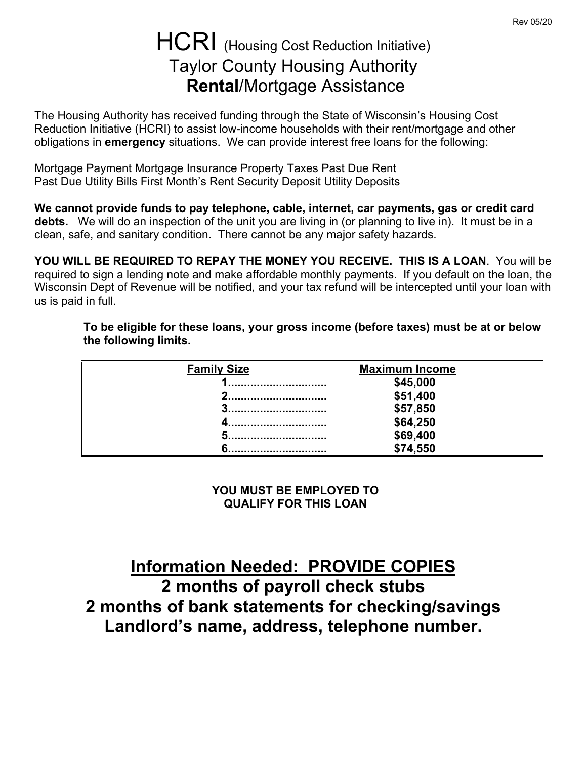# HCRI (Housing Cost Reduction Initiative)
# Taylor County Housing Authority
# **Rental**/Mortgage Assistance

The Housing Authority has received funding through the State of Wisconsin's Housing Cost Reduction Initiative (HCRI) to assist low-income households with their rent/mortgage and other obligations in **emergency** situations. We can provide interest free loans for the following:

Mortgage Payment Mortgage Insurance Property Taxes Past Due Rent
Past Due Utility Bills First Month's Rent Security Deposit Utility Deposits

**We cannot provide funds to pay telephone, cable, internet, car payments, gas or credit card debts.** We will do an inspection of the unit you are living in (or planning to live in). It must be in a clean, safe, and sanitary condition. There cannot be any major safety hazards.

**YOU WILL BE REQUIRED TO REPAY THE MONEY YOU RECEIVE. THIS IS A LOAN**. You will be required to sign a lending note and make affordable monthly payments. If you default on the loan, the Wisconsin Dept of Revenue will be notified, and your tax refund will be intercepted until your loan with us is paid in full.

**To be eligible for these loans, your gross income (before taxes) must be at or below the following limits.**

| Family Size | Maximum Income |
|---|---|
| 1 | $45,000 |
| 2 | $51,400 |
| 3 | $57,850 |
| 4 | $64,250 |
| 5 | $69,400 |
| 6 | $74,550 |

**YOU MUST BE EMPLOYED TO QUALIFY FOR THIS LOAN**

## Information Needed: PROVIDE COPIES

**2 months of payroll check stubs**

**2 months of bank statements for checking/savings**

**Landlord's name, address, telephone number.**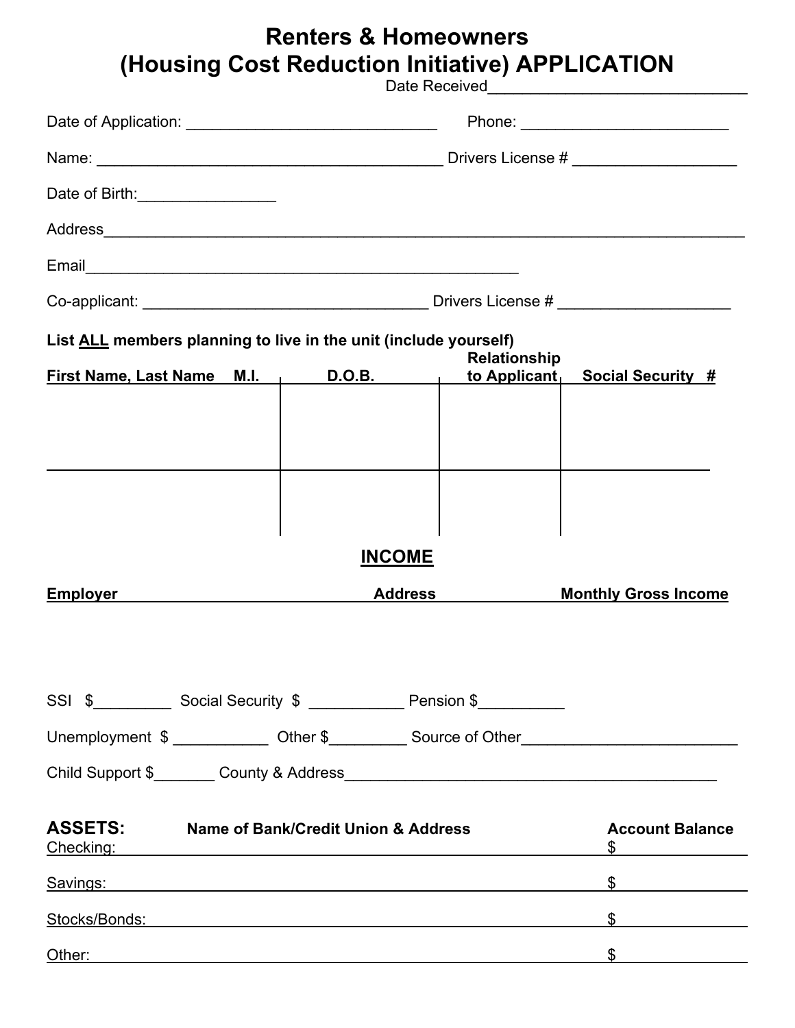# Renters & Homeowners (Housing Cost Reduction Initiative) APPLICATION

Date Received______________________________

Date of Application: _____________________________ Phone: ________________________

Name: ________________________________________ Drivers License # __________________

Date of Birth:________________

Address__________________________________________________________________________

Email__________________________________________________

Co-applicant: _________________________________ Drivers License # ____________________

**List ALL members planning to live in the unit (include yourself)**

| First Name, Last Name M.I. | D.O.B. | Relationship to Applicant | Social Security # |
|---|---|---|---|
| | | | |
| | | | |

## INCOME

| Employer | Address | Monthly Gross Income |
|---|---|---|
| | | |

SSI $_________ Social Security $ ___________ Pension $__________

Unemployment $ ___________ Other $_________ Source of Other_________________________

Child Support $_______ County & Address_____________________________________________

**ASSETS:**

| | Name of Bank/Credit Union & Address | Account Balance |
|---|---|---|
| Checking: | | $ |
| Savings: | | $ |
| Stocks/Bonds: | | $ |
| Other: | | $ |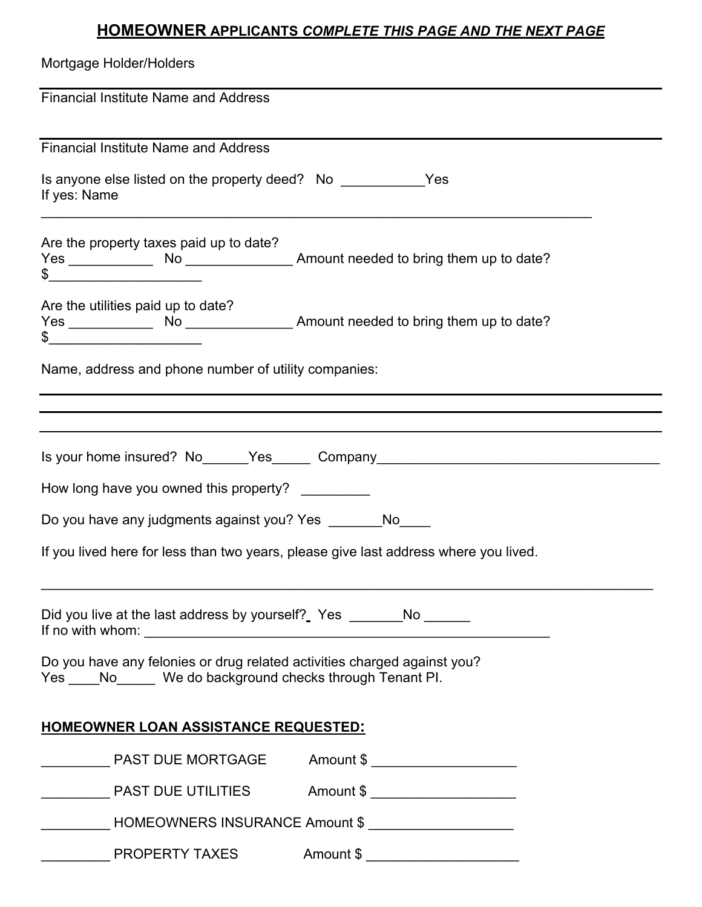## **HOMEOWNER** APPLICANTS ***COMPLETE THIS PAGE AND THE NEXT PAGE***

Mortgage Holder/Holders

---

Financial Institute Name and Address

---

Financial Institute Name and Address

Is anyone else listed on the property deed? No ___________Yes
If yes: Name
_____________________________________________________________________________

Are the property taxes paid up to date?
Yes ___________ No ______________ Amount needed to bring them up to date?
$____________________

Are the utilities paid up to date?
Yes ___________ No ______________ Amount needed to bring them up to date?
$____________________

Name, address and phone number of utility companies:

---

---

---

Is your home insured? No______Yes_____ Company______________________________________

How long have you owned this property? _________

Do you have any judgments against you? Yes _______No____

If you lived here for less than two years, please give last address where you lived.

_____________________________________________________________________________

Did you live at the last address by yourself? Yes _______No ______
If no with whom: ________________________________________________________

Do you have any felonies or drug related activities charged against you?
Yes ____No_____ We do background checks through Tenant PI.

**HOMEOWNER LOAN ASSISTANCE REQUESTED:**

_________ PAST DUE MORTGAGE Amount $ ___________________

_________ PAST DUE UTILITIES Amount $ ___________________

_________ HOMEOWNERS INSURANCE Amount $ ___________________

_________ PROPERTY TAXES Amount $ ____________________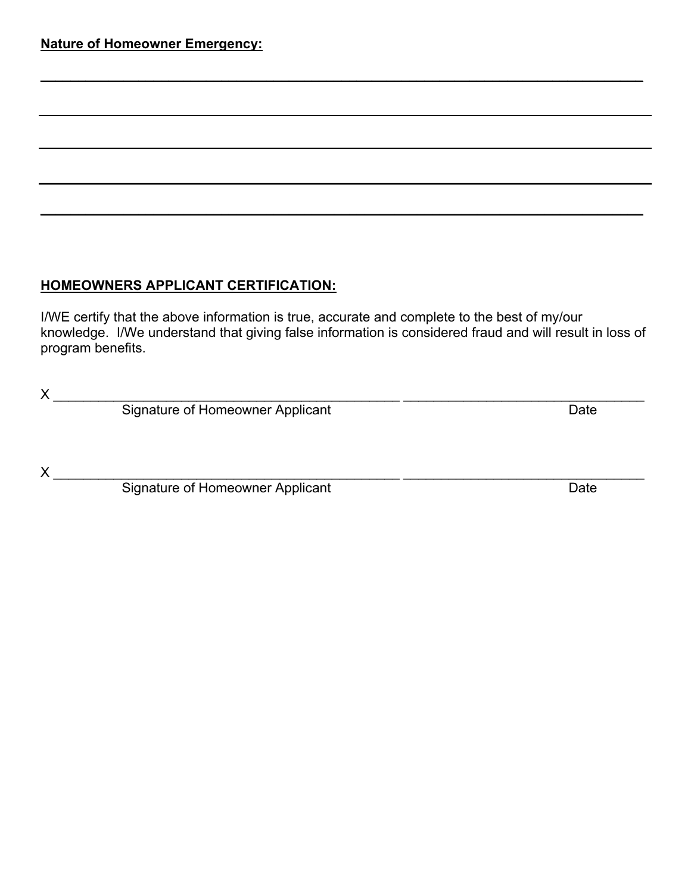**Nature of Homeowner Emergency:**

______________________________________________________________________________

______________________________________________________________________________

______________________________________________________________________________

______________________________________________________________________________

______________________________________________________________________________

**HOMEOWNERS APPLICANT CERTIFICATION:**

I/WE certify that the above information is true, accurate and complete to the best of my/our knowledge. I/We understand that giving false information is considered fraud and will result in loss of program benefits.

X ______________________________________________ ________________________________
Signature of Homeowner Applicant — Date

X ______________________________________________ ________________________________
Signature of Homeowner Applicant — Date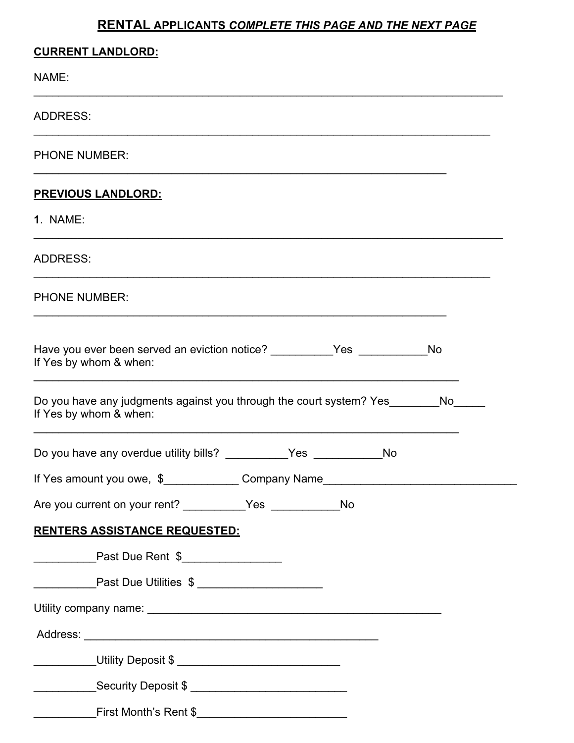## RENTAL APPLICANTS *COMPLETE THIS PAGE AND THE NEXT PAGE*

**CURRENT LANDLORD:**

NAME:
_______________________________________________________________________________

ADDRESS:
_____________________________________________________________________________

PHONE NUMBER:
______________________________________________________________________

**PREVIOUS LANDLORD:**

**1**. NAME:
_______________________________________________________________________________

ADDRESS:
_____________________________________________________________________________

PHONE NUMBER:
______________________________________________________________________

Have you ever been served an eviction notice? __________Yes ___________No
If Yes by whom & when:
________________________________________________________________________

Do you have any judgments against you through the court system? Yes________No_____
If Yes by whom & when:
________________________________________________________________________

Do you have any overdue utility bills? __________Yes ___________No

If Yes amount you owe, $____________ Company Name_______________________________

Are you current on your rent? __________Yes ___________No

**RENTERS ASSISTANCE REQUESTED:**

__________Past Due Rent $________________

__________Past Due Utilities $ ___________________

Utility company name: _________________________________________________

Address: _________________________________________________

__________Utility Deposit $ __________________________

__________Security Deposit $ _________________________

__________First Month's Rent $________________________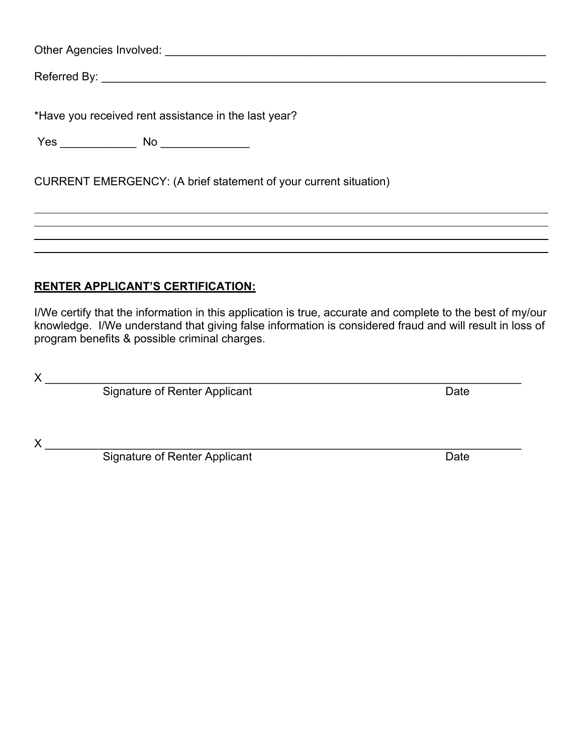Other Agencies Involved: ___________________________________________________________

Referred By: _____________________________________________________________________

*Have you received rent assistance in the last year?

Yes ____________ No ______________

CURRENT EMERGENCY: (A brief statement of your current situation)

______________________________________________________________________________

______________________________________________________________________________

______________________________________________________________________________

______________________________________________________________________________

**RENTER APPLICANT'S CERTIFICATION:**

I/We certify that the information in this application is true, accurate and complete to the best of my/our knowledge. I/We understand that giving false information is considered fraud and will result in loss of program benefits & possible criminal charges.

X ___________________________________________________________________________
Signature of Renter Applicant Date

X ___________________________________________________________________________
Signature of Renter Applicant Date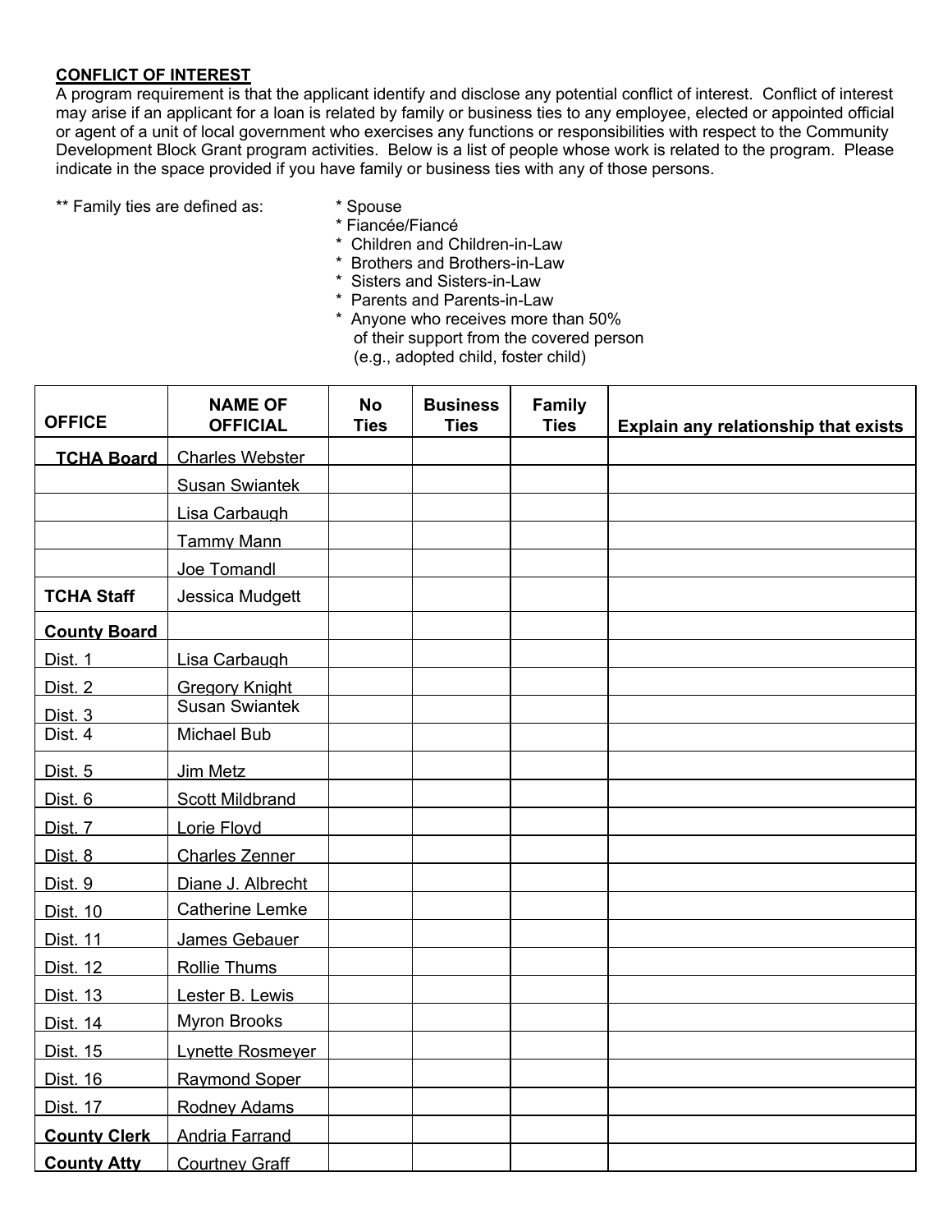**CONFLICT OF INTEREST**

A program requirement is that the applicant identify and disclose any potential conflict of interest. Conflict of interest may arise if an applicant for a loan is related by family or business ties to any employee, elected or appointed official or agent of a unit of local government who exercises any functions or responsibilities with respect to the Community Development Block Grant program activities. Below is a list of people whose work is related to the program. Please indicate in the space provided if you have family or business ties with any of those persons.

** Family ties are defined as:

* Spouse
* Fiancée/Fiancé
* Children and Children-in-Law
* Brothers and Brothers-in-Law
* Sisters and Sisters-in-Law
* Parents and Parents-in-Law
* Anyone who receives more than 50% of their support from the covered person (e.g., adopted child, foster child)

| OFFICE | NAME OF OFFICIAL | No Ties | Business Ties | Family Ties | Explain any relationship that exists |
|---|---|---|---|---|---|
| **TCHA Board** | Charles Webster | | | | |
| | Susan Swiantek | | | | |
| | Lisa Carbaugh | | | | |
| | Tammy Mann | | | | |
| | Joe Tomandl | | | | |
| **TCHA Staff** | Jessica Mudgett | | | | |
| **County Board** | | | | | |
| Dist. 1 | Lisa Carbaugh | | | | |
| Dist. 2 | Gregory Knight | | | | |
| Dist. 3 | Susan Swiantek | | | | |
| Dist. 4 | Michael Bub | | | | |
| Dist. 5 | Jim Metz | | | | |
| Dist. 6 | Scott Mildbrand | | | | |
| Dist. 7 | Lorie Floyd | | | | |
| Dist. 8 | Charles Zenner | | | | |
| Dist. 9 | Diane J. Albrecht | | | | |
| Dist. 10 | Catherine Lemke | | | | |
| Dist. 11 | James Gebauer | | | | |
| Dist. 12 | Rollie Thums | | | | |
| Dist. 13 | Lester B. Lewis | | | | |
| Dist. 14 | Myron Brooks | | | | |
| Dist. 15 | Lynette Rosmeyer | | | | |
| Dist. 16 | Raymond Soper | | | | |
| Dist. 17 | Rodney Adams | | | | |
| **County Clerk** | Andria Farrand | | | | |
| **County Atty** | Courtney Graff | | | | |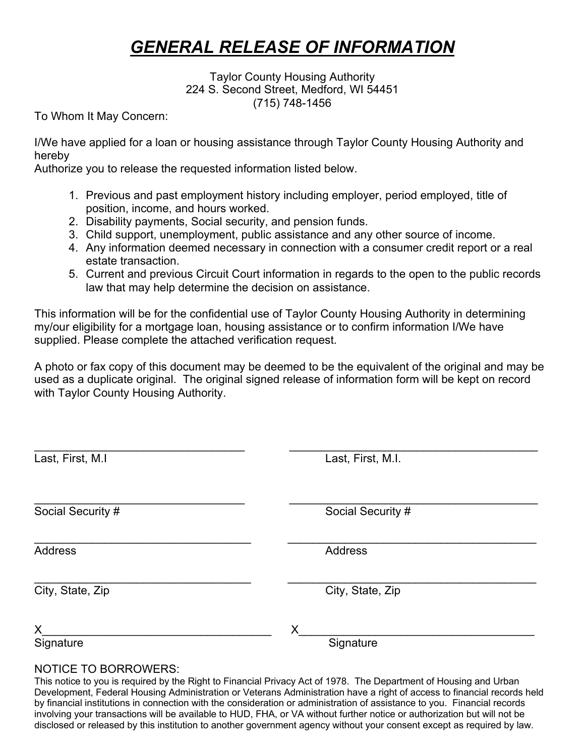# ***GENERAL RELEASE OF INFORMATION***

Taylor County Housing Authority
224 S. Second Street, Medford, WI 54451
(715) 748-1456

To Whom It May Concern:

I/We have applied for a loan or housing assistance through Taylor County Housing Authority and hereby
Authorize you to release the requested information listed below.

1. Previous and past employment history including employer, period employed, title of position, income, and hours worked.
2. Disability payments, Social security, and pension funds.
3. Child support, unemployment, public assistance and any other source of income.
4. Any information deemed necessary in connection with a consumer credit report or a real estate transaction.
5. Current and previous Circuit Court information in regards to the open to the public records law that may help determine the decision on assistance.

This information will be for the confidential use of Taylor County Housing Authority in determining my/our eligibility for a mortgage loan, housing assistance or to confirm information I/We have supplied. Please complete the attached verification request.

A photo or fax copy of this document may be deemed to be the equivalent of the original and may be used as a duplicate original. The original signed release of information form will be kept on record with Taylor County Housing Authority.

| | |
|---|---|
| ______________________________ | ______________________________ |
| Last, First, M.I | Last, First, M.I. |
| ______________________________ | ______________________________ |
| Social Security # | Social Security # |
| ______________________________ | ______________________________ |
| Address | Address |
| ______________________________ | ______________________________ |
| City, State, Zip | City, State, Zip |
| X______________________________ | X______________________________ |
| Signature | Signature |

NOTICE TO BORROWERS:
This notice to you is required by the Right to Financial Privacy Act of 1978. The Department of Housing and Urban Development, Federal Housing Administration or Veterans Administration have a right of access to financial records held by financial institutions in connection with the consideration or administration of assistance to you. Financial records involving your transactions will be available to HUD, FHA, or VA without further notice or authorization but will not be disclosed or released by this institution to another government agency without your consent except as required by law.